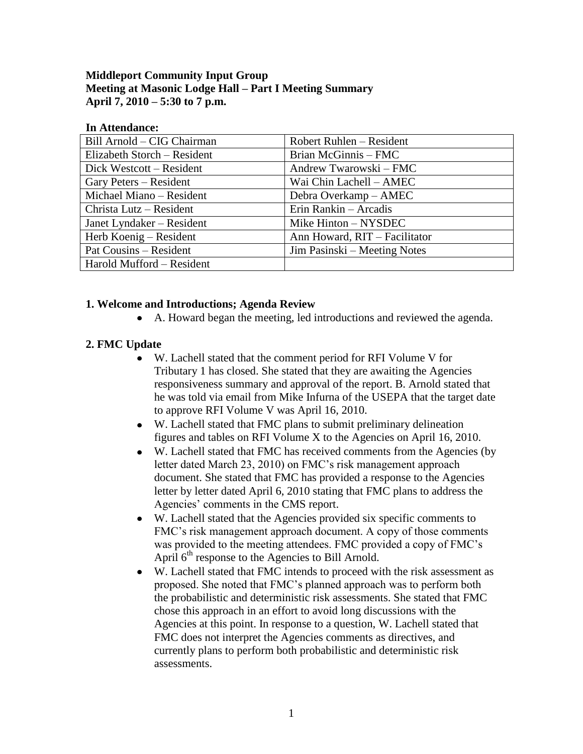**Middleport Community Input Group**
**Meeting at Masonic Lodge Hall – Part I Meeting Summary**
**April 7, 2010 – 5:30 to 7 p.m.**

**In Attendance:**

| | |
|---|---|
| Bill Arnold – CIG Chairman | Robert Ruhlen – Resident |
| Elizabeth Storch – Resident | Brian McGinnis – FMC |
| Dick Westcott – Resident | Andrew Twarowski – FMC |
| Gary Peters – Resident | Wai Chin Lachell – AMEC |
| Michael Miano – Resident | Debra Overkamp – AMEC |
| Christa Lutz – Resident | Erin Rankin – Arcadis |
| Janet Lyndaker – Resident | Mike Hinton – NYSDEC |
| Herb Koenig – Resident | Ann Howard, RIT – Facilitator |
| Pat Cousins – Resident | Jim Pasinski – Meeting Notes |
| Harold Mufford – Resident | |

## 1. Welcome and Introductions; Agenda Review

- A. Howard began the meeting, led introductions and reviewed the agenda.

## 2. FMC Update

- W. Lachell stated that the comment period for RFI Volume V for Tributary 1 has closed. She stated that they are awaiting the Agencies responsiveness summary and approval of the report. B. Arnold stated that he was told via email from Mike Infurna of the USEPA that the target date to approve RFI Volume V was April 16, 2010.
- W. Lachell stated that FMC plans to submit preliminary delineation figures and tables on RFI Volume X to the Agencies on April 16, 2010.
- W. Lachell stated that FMC has received comments from the Agencies (by letter dated March 23, 2010) on FMC's risk management approach document. She stated that FMC has provided a response to the Agencies letter by letter dated April 6, 2010 stating that FMC plans to address the Agencies' comments in the CMS report.
- W. Lachell stated that the Agencies provided six specific comments to FMC's risk management approach document. A copy of those comments was provided to the meeting attendees. FMC provided a copy of FMC's April 6th response to the Agencies to Bill Arnold.
- W. Lachell stated that FMC intends to proceed with the risk assessment as proposed. She noted that FMC's planned approach was to perform both the probabilistic and deterministic risk assessments. She stated that FMC chose this approach in an effort to avoid long discussions with the Agencies at this point. In response to a question, W. Lachell stated that FMC does not interpret the Agencies comments as directives, and currently plans to perform both probabilistic and deterministic risk assessments.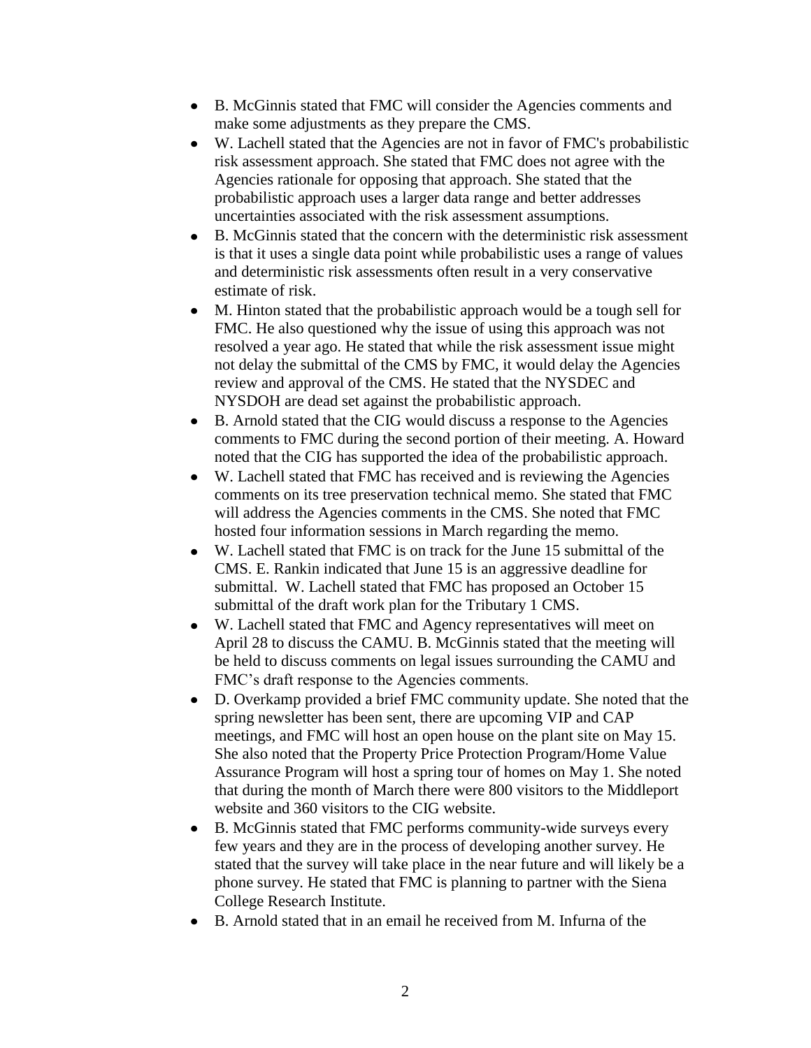- B. McGinnis stated that FMC will consider the Agencies comments and make some adjustments as they prepare the CMS.
- W. Lachell stated that the Agencies are not in favor of FMC's probabilistic risk assessment approach. She stated that FMC does not agree with the Agencies rationale for opposing that approach. She stated that the probabilistic approach uses a larger data range and better addresses uncertainties associated with the risk assessment assumptions.
- B. McGinnis stated that the concern with the deterministic risk assessment is that it uses a single data point while probabilistic uses a range of values and deterministic risk assessments often result in a very conservative estimate of risk.
- M. Hinton stated that the probabilistic approach would be a tough sell for FMC. He also questioned why the issue of using this approach was not resolved a year ago. He stated that while the risk assessment issue might not delay the submittal of the CMS by FMC, it would delay the Agencies review and approval of the CMS. He stated that the NYSDEC and NYSDOH are dead set against the probabilistic approach.
- B. Arnold stated that the CIG would discuss a response to the Agencies comments to FMC during the second portion of their meeting. A. Howard noted that the CIG has supported the idea of the probabilistic approach.
- W. Lachell stated that FMC has received and is reviewing the Agencies comments on its tree preservation technical memo. She stated that FMC will address the Agencies comments in the CMS. She noted that FMC hosted four information sessions in March regarding the memo.
- W. Lachell stated that FMC is on track for the June 15 submittal of the CMS. E. Rankin indicated that June 15 is an aggressive deadline for submittal. W. Lachell stated that FMC has proposed an October 15 submittal of the draft work plan for the Tributary 1 CMS.
- W. Lachell stated that FMC and Agency representatives will meet on April 28 to discuss the CAMU. B. McGinnis stated that the meeting will be held to discuss comments on legal issues surrounding the CAMU and FMC's draft response to the Agencies comments.
- D. Overkamp provided a brief FMC community update. She noted that the spring newsletter has been sent, there are upcoming VIP and CAP meetings, and FMC will host an open house on the plant site on May 15. She also noted that the Property Price Protection Program/Home Value Assurance Program will host a spring tour of homes on May 1. She noted that during the month of March there were 800 visitors to the Middleport website and 360 visitors to the CIG website.
- B. McGinnis stated that FMC performs community-wide surveys every few years and they are in the process of developing another survey. He stated that the survey will take place in the near future and will likely be a phone survey. He stated that FMC is planning to partner with the Siena College Research Institute.
- B. Arnold stated that in an email he received from M. Infurna of the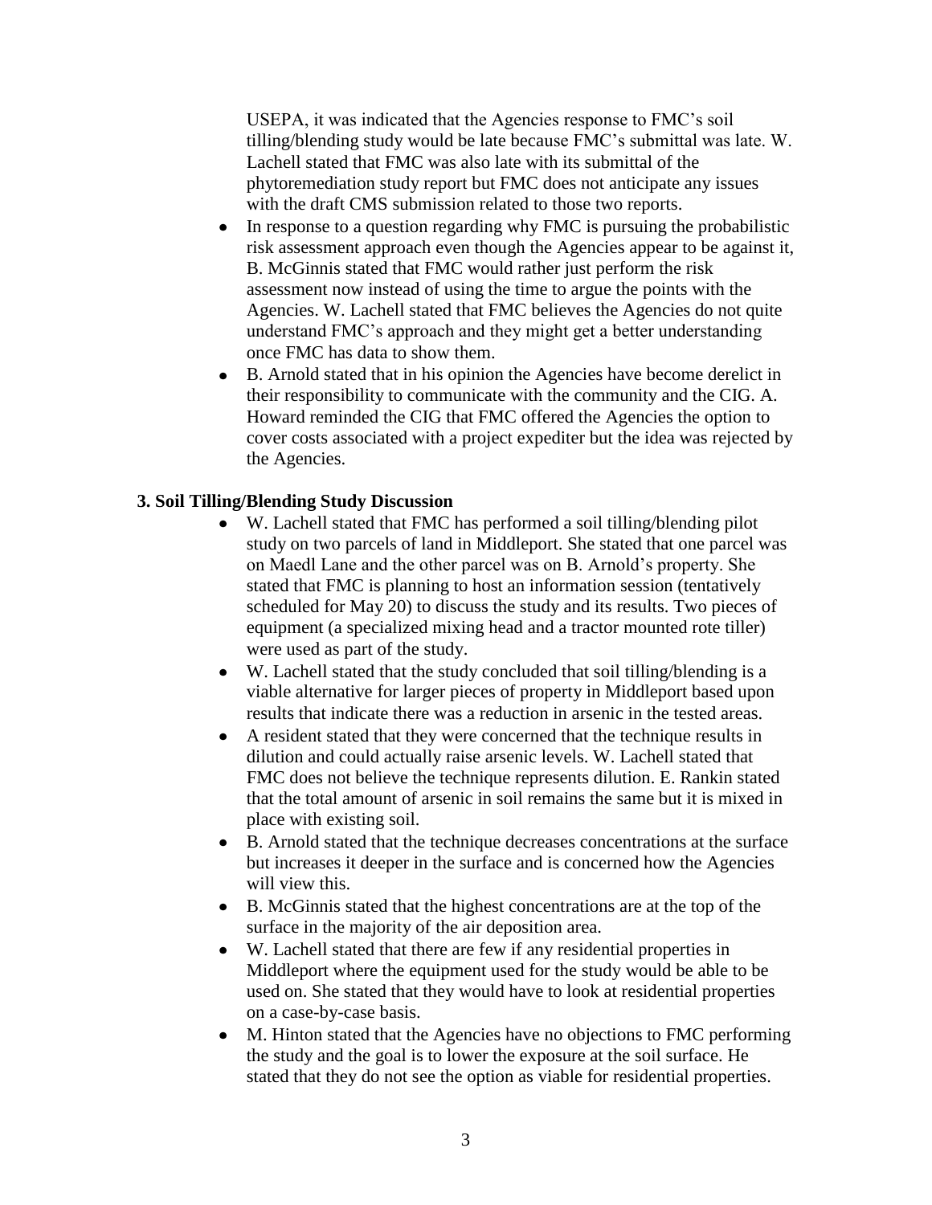USEPA, it was indicated that the Agencies response to FMC's soil tilling/blending study would be late because FMC's submittal was late. W. Lachell stated that FMC was also late with its submittal of the phytoremediation study report but FMC does not anticipate any issues with the draft CMS submission related to those two reports.

- In response to a question regarding why FMC is pursuing the probabilistic risk assessment approach even though the Agencies appear to be against it, B. McGinnis stated that FMC would rather just perform the risk assessment now instead of using the time to argue the points with the Agencies. W. Lachell stated that FMC believes the Agencies do not quite understand FMC's approach and they might get a better understanding once FMC has data to show them.
- B. Arnold stated that in his opinion the Agencies have become derelict in their responsibility to communicate with the community and the CIG. A. Howard reminded the CIG that FMC offered the Agencies the option to cover costs associated with a project expediter but the idea was rejected by the Agencies.

**3. Soil Tilling/Blending Study Discussion**

- W. Lachell stated that FMC has performed a soil tilling/blending pilot study on two parcels of land in Middleport. She stated that one parcel was on Maedl Lane and the other parcel was on B. Arnold's property. She stated that FMC is planning to host an information session (tentatively scheduled for May 20) to discuss the study and its results. Two pieces of equipment (a specialized mixing head and a tractor mounted rote tiller) were used as part of the study.
- W. Lachell stated that the study concluded that soil tilling/blending is a viable alternative for larger pieces of property in Middleport based upon results that indicate there was a reduction in arsenic in the tested areas.
- A resident stated that they were concerned that the technique results in dilution and could actually raise arsenic levels. W. Lachell stated that FMC does not believe the technique represents dilution. E. Rankin stated that the total amount of arsenic in soil remains the same but it is mixed in place with existing soil.
- B. Arnold stated that the technique decreases concentrations at the surface but increases it deeper in the surface and is concerned how the Agencies will view this.
- B. McGinnis stated that the highest concentrations are at the top of the surface in the majority of the air deposition area.
- W. Lachell stated that there are few if any residential properties in Middleport where the equipment used for the study would be able to be used on. She stated that they would have to look at residential properties on a case-by-case basis.
- M. Hinton stated that the Agencies have no objections to FMC performing the study and the goal is to lower the exposure at the soil surface. He stated that they do not see the option as viable for residential properties.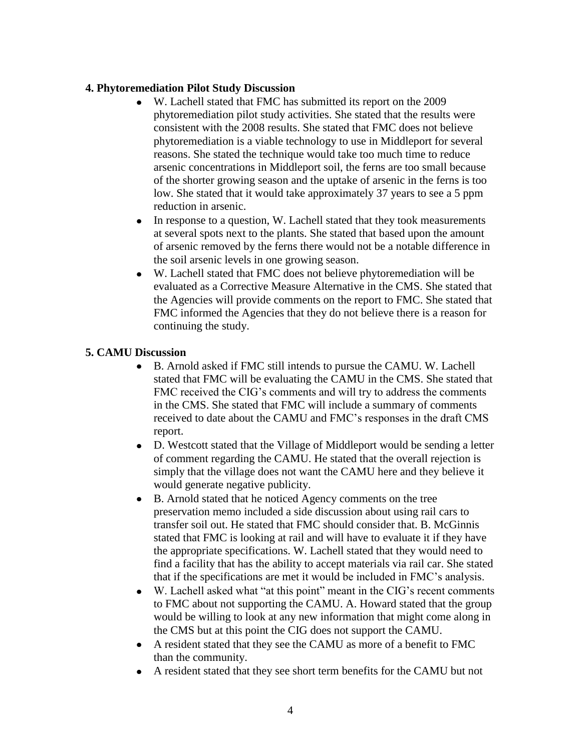**4. Phytoremediation Pilot Study Discussion**

- W. Lachell stated that FMC has submitted its report on the 2009 phytoremediation pilot study activities. She stated that the results were consistent with the 2008 results. She stated that FMC does not believe phytoremediation is a viable technology to use in Middleport for several reasons. She stated the technique would take too much time to reduce arsenic concentrations in Middleport soil, the ferns are too small because of the shorter growing season and the uptake of arsenic in the ferns is too low. She stated that it would take approximately 37 years to see a 5 ppm reduction in arsenic.
- In response to a question, W. Lachell stated that they took measurements at several spots next to the plants. She stated that based upon the amount of arsenic removed by the ferns there would not be a notable difference in the soil arsenic levels in one growing season.
- W. Lachell stated that FMC does not believe phytoremediation will be evaluated as a Corrective Measure Alternative in the CMS. She stated that the Agencies will provide comments on the report to FMC. She stated that FMC informed the Agencies that they do not believe there is a reason for continuing the study.

**5. CAMU Discussion**

- B. Arnold asked if FMC still intends to pursue the CAMU. W. Lachell stated that FMC will be evaluating the CAMU in the CMS. She stated that FMC received the CIG's comments and will try to address the comments in the CMS. She stated that FMC will include a summary of comments received to date about the CAMU and FMC's responses in the draft CMS report.
- D. Westcott stated that the Village of Middleport would be sending a letter of comment regarding the CAMU. He stated that the overall rejection is simply that the village does not want the CAMU here and they believe it would generate negative publicity.
- B. Arnold stated that he noticed Agency comments on the tree preservation memo included a side discussion about using rail cars to transfer soil out. He stated that FMC should consider that. B. McGinnis stated that FMC is looking at rail and will have to evaluate it if they have the appropriate specifications. W. Lachell stated that they would need to find a facility that has the ability to accept materials via rail car. She stated that if the specifications are met it would be included in FMC's analysis.
- W. Lachell asked what "at this point" meant in the CIG's recent comments to FMC about not supporting the CAMU. A. Howard stated that the group would be willing to look at any new information that might come along in the CMS but at this point the CIG does not support the CAMU.
- A resident stated that they see the CAMU as more of a benefit to FMC than the community.
- A resident stated that they see short term benefits for the CAMU but not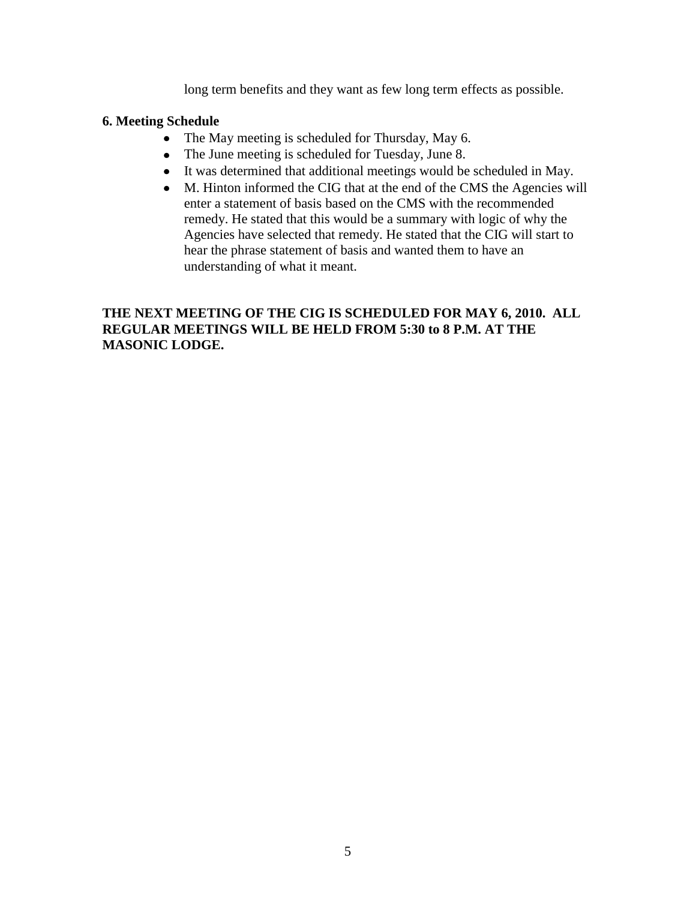long term benefits and they want as few long term effects as possible.

**6. Meeting Schedule**

- The May meeting is scheduled for Thursday, May 6.
- The June meeting is scheduled for Tuesday, June 8.
- It was determined that additional meetings would be scheduled in May.
- M. Hinton informed the CIG that at the end of the CMS the Agencies will enter a statement of basis based on the CMS with the recommended remedy. He stated that this would be a summary with logic of why the Agencies have selected that remedy. He stated that the CIG will start to hear the phrase statement of basis and wanted them to have an understanding of what it meant.

**THE NEXT MEETING OF THE CIG IS SCHEDULED FOR MAY 6, 2010. ALL REGULAR MEETINGS WILL BE HELD FROM 5:30 to 8 P.M. AT THE MASONIC LODGE.**